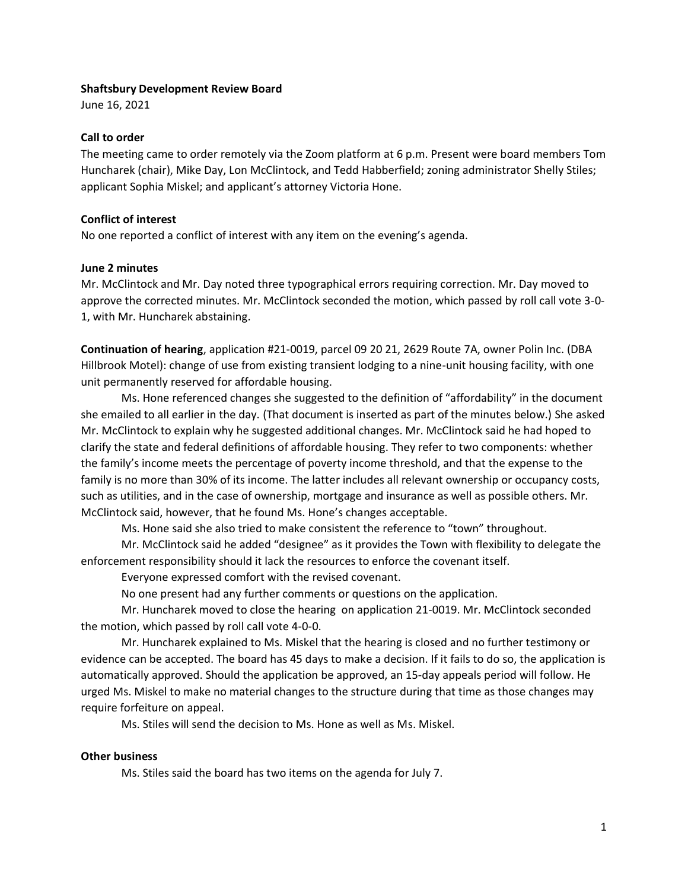**Shaftsbury Development Review Board**

June 16, 2021

**Call to order**

The meeting came to order remotely via the Zoom platform at 6 p.m. Present were board members Tom Huncharek (chair), Mike Day, Lon McClintock, and Tedd Habberfield; zoning administrator Shelly Stiles; applicant Sophia Miskel; and applicant's attorney Victoria Hone.

**Conflict of interest**

No one reported a conflict of interest with any item on the evening's agenda.

**June 2 minutes**

Mr. McClintock and Mr. Day noted three typographical errors requiring correction. Mr. Day moved to approve the corrected minutes. Mr. McClintock seconded the motion, which passed by roll call vote 3-0-1, with Mr. Huncharek abstaining.

**Continuation of hearing**, application #21-0019, parcel 09 20 21, 2629 Route 7A, owner Polin Inc. (DBA Hillbrook Motel): change of use from existing transient lodging to a nine-unit housing facility, with one unit permanently reserved for affordable housing.

Ms. Hone referenced changes she suggested to the definition of "affordability" in the document she emailed to all earlier in the day. (That document is inserted as part of the minutes below.) She asked Mr. McClintock to explain why he suggested additional changes. Mr. McClintock said he had hoped to clarify the state and federal definitions of affordable housing. They refer to two components: whether the family's income meets the percentage of poverty income threshold, and that the expense to the family is no more than 30% of its income. The latter includes all relevant ownership or occupancy costs, such as utilities, and in the case of ownership, mortgage and insurance as well as possible others. Mr. McClintock said, however, that he found Ms. Hone's changes acceptable.

Ms. Hone said she also tried to make consistent the reference to "town" throughout.

Mr. McClintock said he added "designee" as it provides the Town with flexibility to delegate the enforcement responsibility should it lack the resources to enforce the covenant itself.

Everyone expressed comfort with the revised covenant.

No one present had any further comments or questions on the application.

Mr. Huncharek moved to close the hearing on application 21-0019. Mr. McClintock seconded the motion, which passed by roll call vote 4-0-0.

Mr. Huncharek explained to Ms. Miskel that the hearing is closed and no further testimony or evidence can be accepted. The board has 45 days to make a decision. If it fails to do so, the application is automatically approved. Should the application be approved, an 15-day appeals period will follow. He urged Ms. Miskel to make no material changes to the structure during that time as those changes may require forfeiture on appeal.

Ms. Stiles will send the decision to Ms. Hone as well as Ms. Miskel.

**Other business**

Ms. Stiles said the board has two items on the agenda for July 7.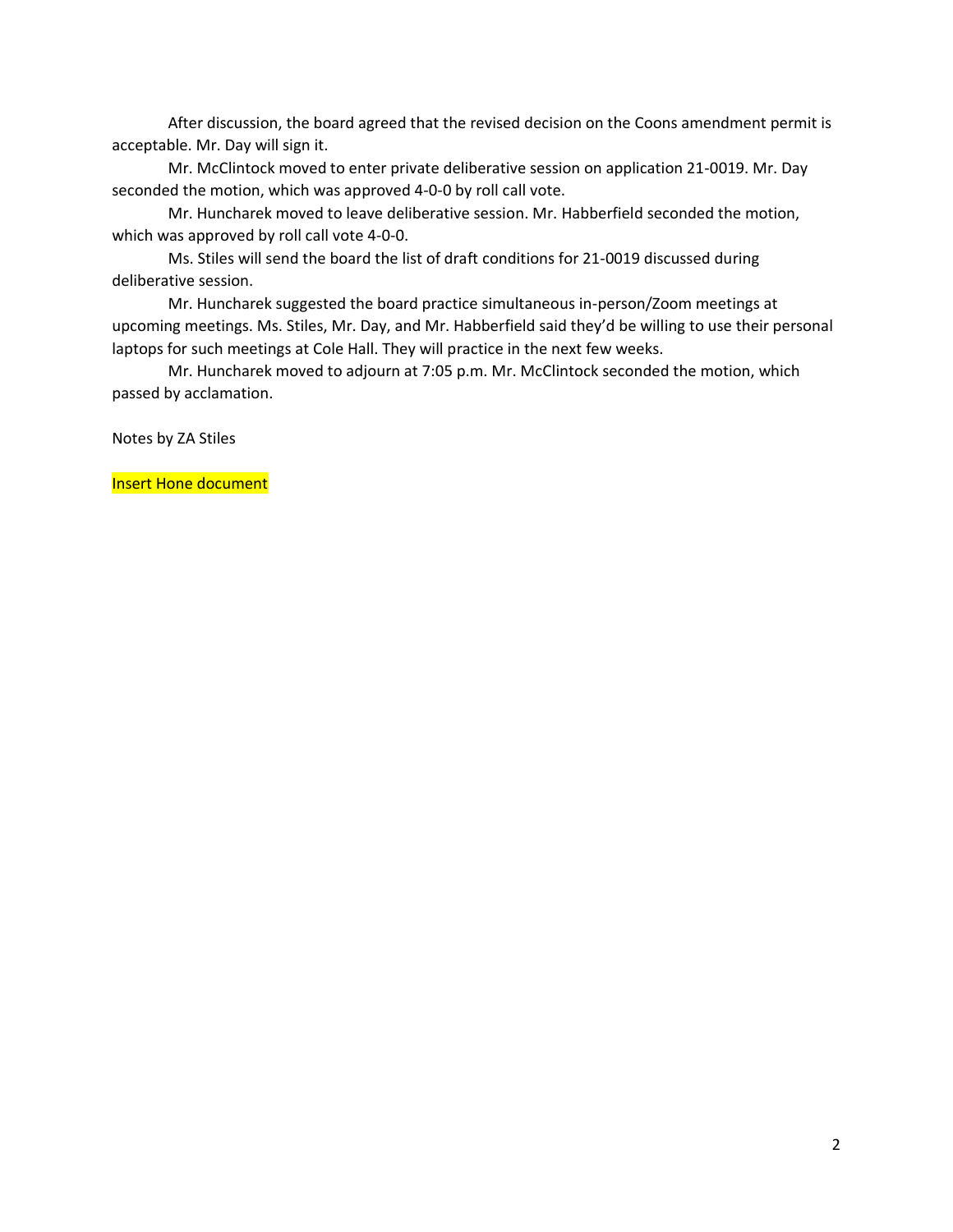After discussion, the board agreed that the revised decision on the Coons amendment permit is acceptable. Mr. Day will sign it.

Mr. McClintock moved to enter private deliberative session on application 21-0019. Mr. Day seconded the motion, which was approved 4-0-0 by roll call vote.

Mr. Huncharek moved to leave deliberative session. Mr. Habberfield seconded the motion, which was approved by roll call vote 4-0-0.

Ms. Stiles will send the board the list of draft conditions for 21-0019 discussed during deliberative session.

Mr. Huncharek suggested the board practice simultaneous in-person/Zoom meetings at upcoming meetings. Ms. Stiles, Mr. Day, and Mr. Habberfield said they'd be willing to use their personal laptops for such meetings at Cole Hall. They will practice in the next few weeks.

Mr. Huncharek moved to adjourn at 7:05 p.m. Mr. McClintock seconded the motion, which passed by acclamation.

Notes by ZA Stiles

Insert Hone document